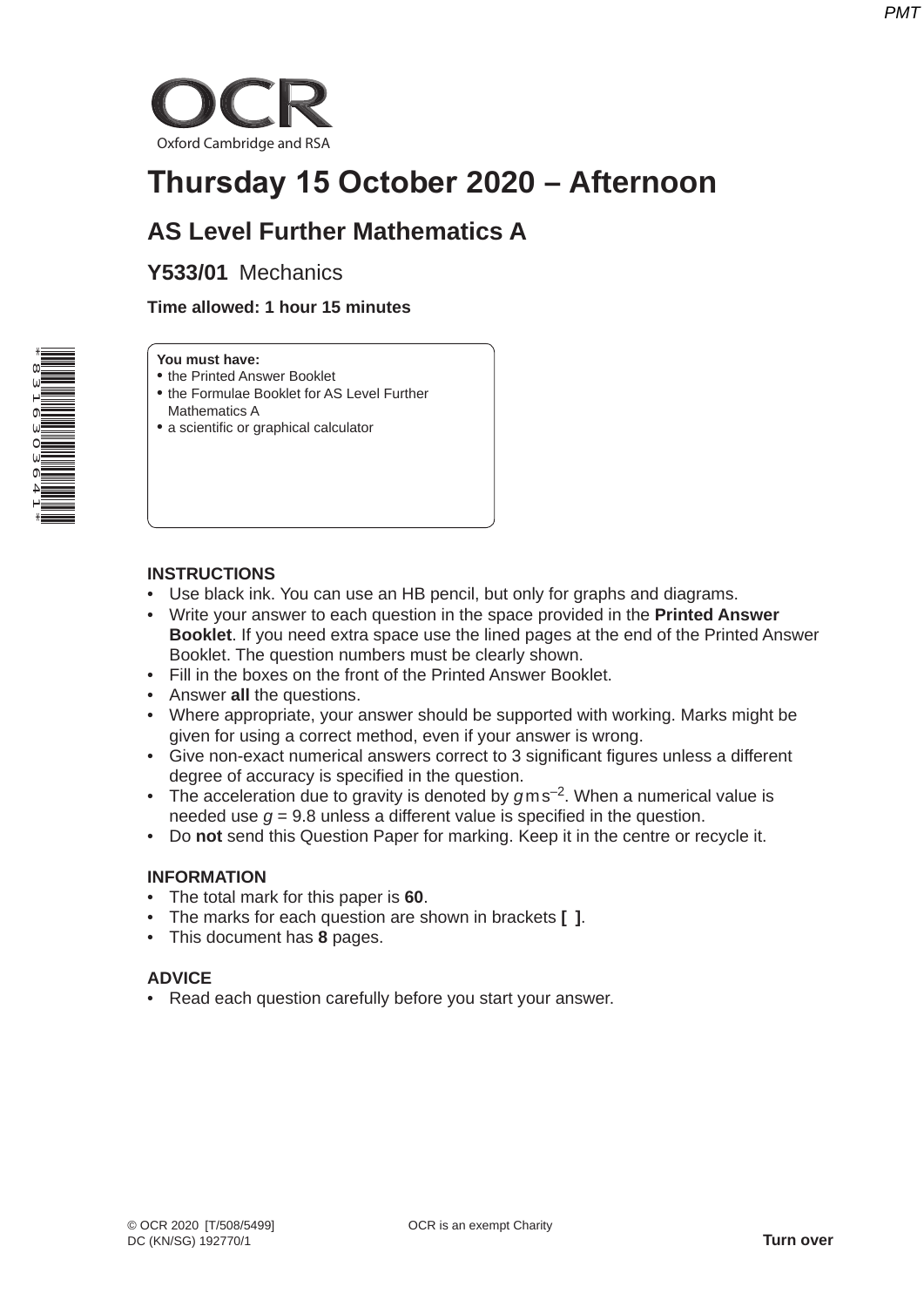# OCR

Oxford Cambridge and RSA

# Thursday 15 October 2020 – Afternoon

## AS Level Further Mathematics A

### Y533/01 Mechanics

**Time allowed: 1 hour 15 minutes**

**You must have:**
- the Printed Answer Booklet
- the Formulae Booklet for AS Level Further Mathematics A
- a scientific or graphical calculator

### INSTRUCTIONS

- Use black ink. You can use an HB pencil, but only for graphs and diagrams.
- Write your answer to each question in the space provided in the **Printed Answer Booklet**. If you need extra space use the lined pages at the end of the Printed Answer Booklet. The question numbers must be clearly shown.
- Fill in the boxes on the front of the Printed Answer Booklet.
- Answer **all** the questions.
- Where appropriate, your answer should be supported with working. Marks might be given for using a correct method, even if your answer is wrong.
- Give non-exact numerical answers correct to 3 significant figures unless a different degree of accuracy is specified in the question.
- The acceleration due to gravity is denoted by $g\,\text{m}\,\text{s}^{-2}$. When a numerical value is needed use $g = 9.8$ unless a different value is specified in the question.
- Do **not** send this Question Paper for marking. Keep it in the centre or recycle it.

### INFORMATION

- The total mark for this paper is **60**.
- The marks for each question are shown in brackets **[ ]**.
- This document has **8** pages.

### ADVICE

- Read each question carefully before you start your answer.

© OCR 2020 [T/508/5499]
DC (KN/SG) 192770/1

OCR is an exempt Charity

**Turn over**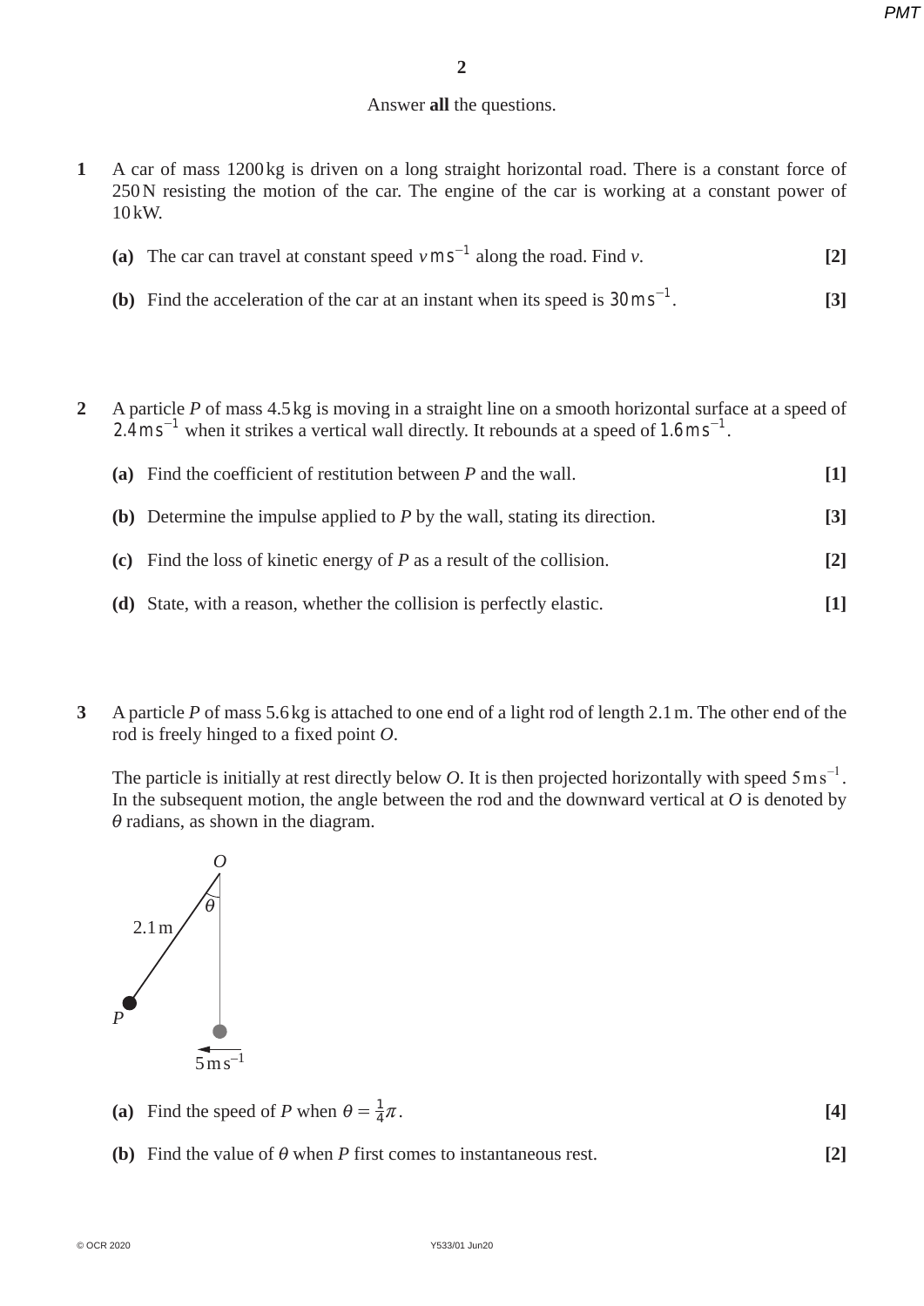Answer **all** the questions.

**1** A car of mass 1200 kg is driven on a long straight horizontal road. There is a constant force of 250 N resisting the motion of the car. The engine of the car is working at a constant power of 10 kW.

**(a)** The car can travel at constant speed $v\,\text{m s}^{-1}$ along the road. Find $v$. **[2]**

**(b)** Find the acceleration of the car at an instant when its speed is $30\,\text{m s}^{-1}$. **[3]**

**2** A particle $P$ of mass 4.5 kg is moving in a straight line on a smooth horizontal surface at a speed of $2.4\,\text{m s}^{-1}$ when it strikes a vertical wall directly. It rebounds at a speed of $1.6\,\text{m s}^{-1}$.

**(a)** Find the coefficient of restitution between $P$ and the wall. **[1]**

**(b)** Determine the impulse applied to $P$ by the wall, stating its direction. **[3]**

**(c)** Find the loss of kinetic energy of $P$ as a result of the collision. **[2]**

**(d)** State, with a reason, whether the collision is perfectly elastic. **[1]**

**3** A particle $P$ of mass 5.6 kg is attached to one end of a light rod of length 2.1 m. The other end of the rod is freely hinged to a fixed point $O$.

The particle is initially at rest directly below $O$. It is then projected horizontally with speed $5\,\text{m s}^{-1}$. In the subsequent motion, the angle between the rod and the downward vertical at $O$ is denoted by $\theta$ radians, as shown in the diagram.

**(a)** Find the speed of $P$ when $\theta = \frac{1}{4}\pi$. **[4]**

**(b)** Find the value of $\theta$ when $P$ first comes to instantaneous rest. **[2]**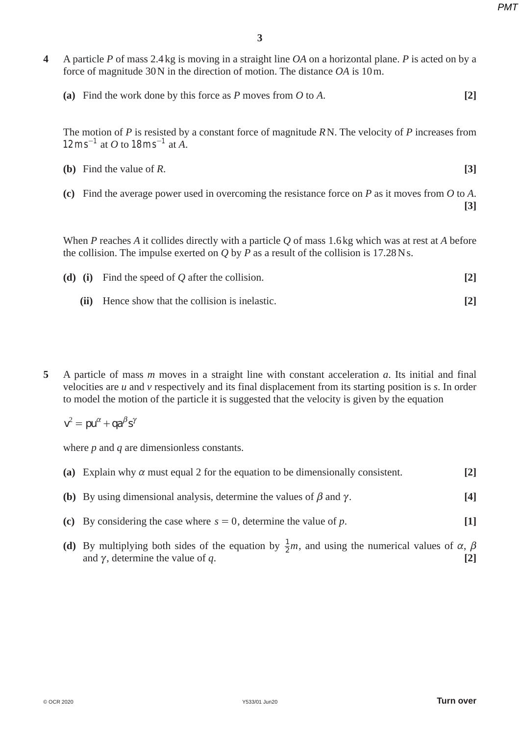**4** A particle $P$ of mass 2.4 kg is moving in a straight line $OA$ on a horizontal plane. $P$ is acted on by a force of magnitude 30 N in the direction of motion. The distance $OA$ is 10 m.

**(a)** Find the work done by this force as $P$ moves from $O$ to $A$. **[2]**

The motion of $P$ is resisted by a constant force of magnitude $R$ N. The velocity of $P$ increases from $12\,\text{m s}^{-1}$ at $O$ to $18\,\text{m s}^{-1}$ at $A$.

**(b)** Find the value of $R$. **[3]**

**(c)** Find the average power used in overcoming the resistance force on $P$ as it moves from $O$ to $A$. **[3]**

When $P$ reaches $A$ it collides directly with a particle $Q$ of mass 1.6 kg which was at rest at $A$ before the collision. The impulse exerted on $Q$ by $P$ as a result of the collision is 17.28 N s.

**(d)** **(i)** Find the speed of $Q$ after the collision. **[2]**

**(ii)** Hence show that the collision is inelastic. **[2]**

**5** A particle of mass $m$ moves in a straight line with constant acceleration $a$. Its initial and final velocities are $u$ and $v$ respectively and its final displacement from its starting position is $s$. In order to model the motion of the particle it is suggested that the velocity is given by the equation

$$v^2 = pu^{\alpha} + qa^{\beta}s^{\gamma}$$

where $p$ and $q$ are dimensionless constants.

**(a)** Explain why $\alpha$ must equal 2 for the equation to be dimensionally consistent. **[2]**

**(b)** By using dimensional analysis, determine the values of $\beta$ and $\gamma$. **[4]**

**(c)** By considering the case where $s = 0$, determine the value of $p$. **[1]**

**(d)** By multiplying both sides of the equation by $\frac{1}{2}m$, and using the numerical values of $\alpha$, $\beta$ and $\gamma$, determine the value of $q$. **[2]**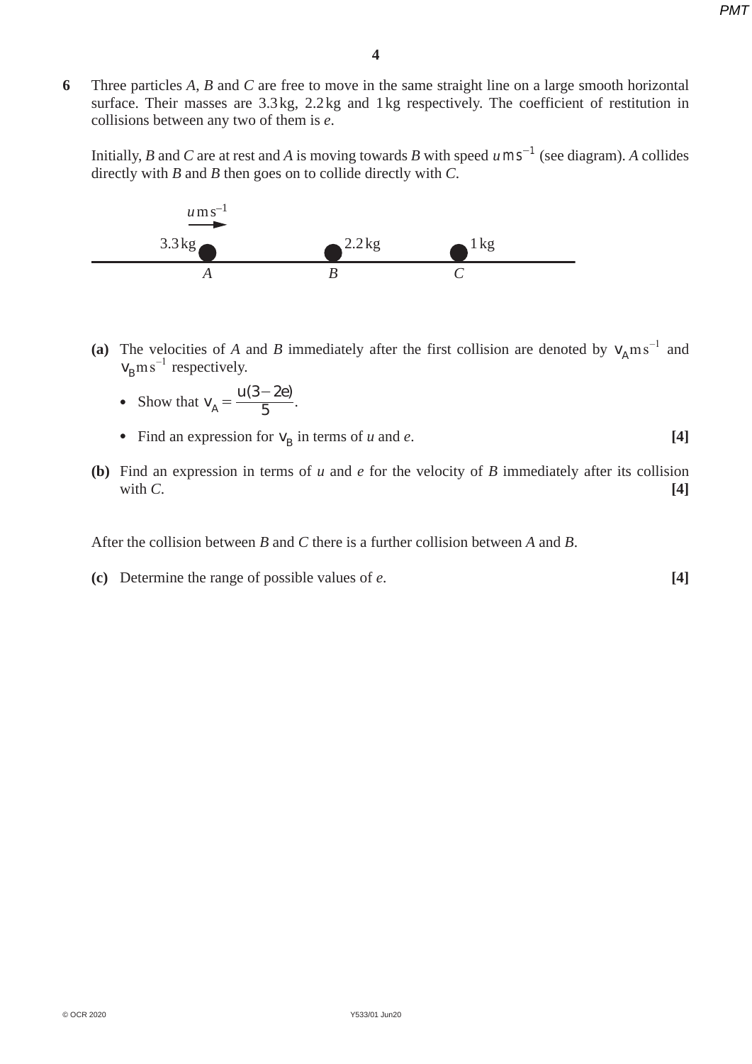**6** Three particles $A$, $B$ and $C$ are free to move in the same straight line on a large smooth horizontal surface. Their masses are 3.3 kg, 2.2 kg and 1 kg respectively. The coefficient of restitution in collisions between any two of them is $e$.

Initially, $B$ and $C$ are at rest and $A$ is moving towards $B$ with speed $u\,\text{m s}^{-1}$ (see diagram). $A$ collides directly with $B$ and $B$ then goes on to collide directly with $C$.

$u\,\text{m s}^{-1}$ →

3.3 kg ($A$) &nbsp;&nbsp;&nbsp; 2.2 kg ($B$) &nbsp;&nbsp;&nbsp; 1 kg ($C$)

**(a)** The velocities of $A$ and $B$ immediately after the first collision are denoted by $v_A\,\text{m s}^{-1}$ and $v_B\,\text{m s}^{-1}$ respectively.

- Show that $v_A = \dfrac{u(3-2e)}{5}$.
- Find an expression for $v_B$ in terms of $u$ and $e$. **[4]**

**(b)** Find an expression in terms of $u$ and $e$ for the velocity of $B$ immediately after its collision with $C$. **[4]**

After the collision between $B$ and $C$ there is a further collision between $A$ and $B$.

**(c)** Determine the range of possible values of $e$. **[4]**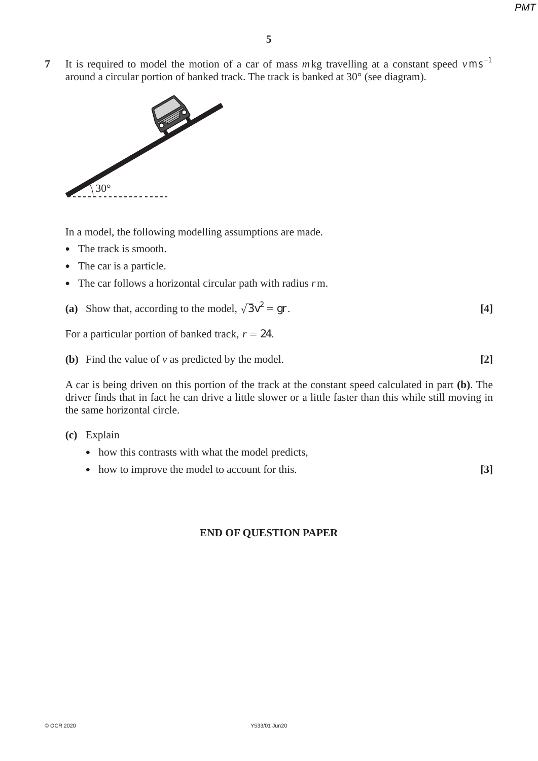**7** It is required to model the motion of a car of mass $m$ kg travelling at a constant speed $v$ m s$^{-1}$ around a circular portion of banked track. The track is banked at 30° (see diagram).

In a model, the following modelling assumptions are made.

- The track is smooth.
- The car is a particle.
- The car follows a horizontal circular path with radius $r$ m.

**(a)** Show that, according to the model, $\sqrt{3}v^2 = gr$. **[4]**

For a particular portion of banked track, $r = 24$.

**(b)** Find the value of $v$ as predicted by the model. **[2]**

A car is being driven on this portion of the track at the constant speed calculated in part **(b)**. The driver finds that in fact he can drive a little slower or a little faster than this while still moving in the same horizontal circle.

**(c)** Explain

- how this contrasts with what the model predicts,
- how to improve the model to account for this. **[3]**

**END OF QUESTION PAPER**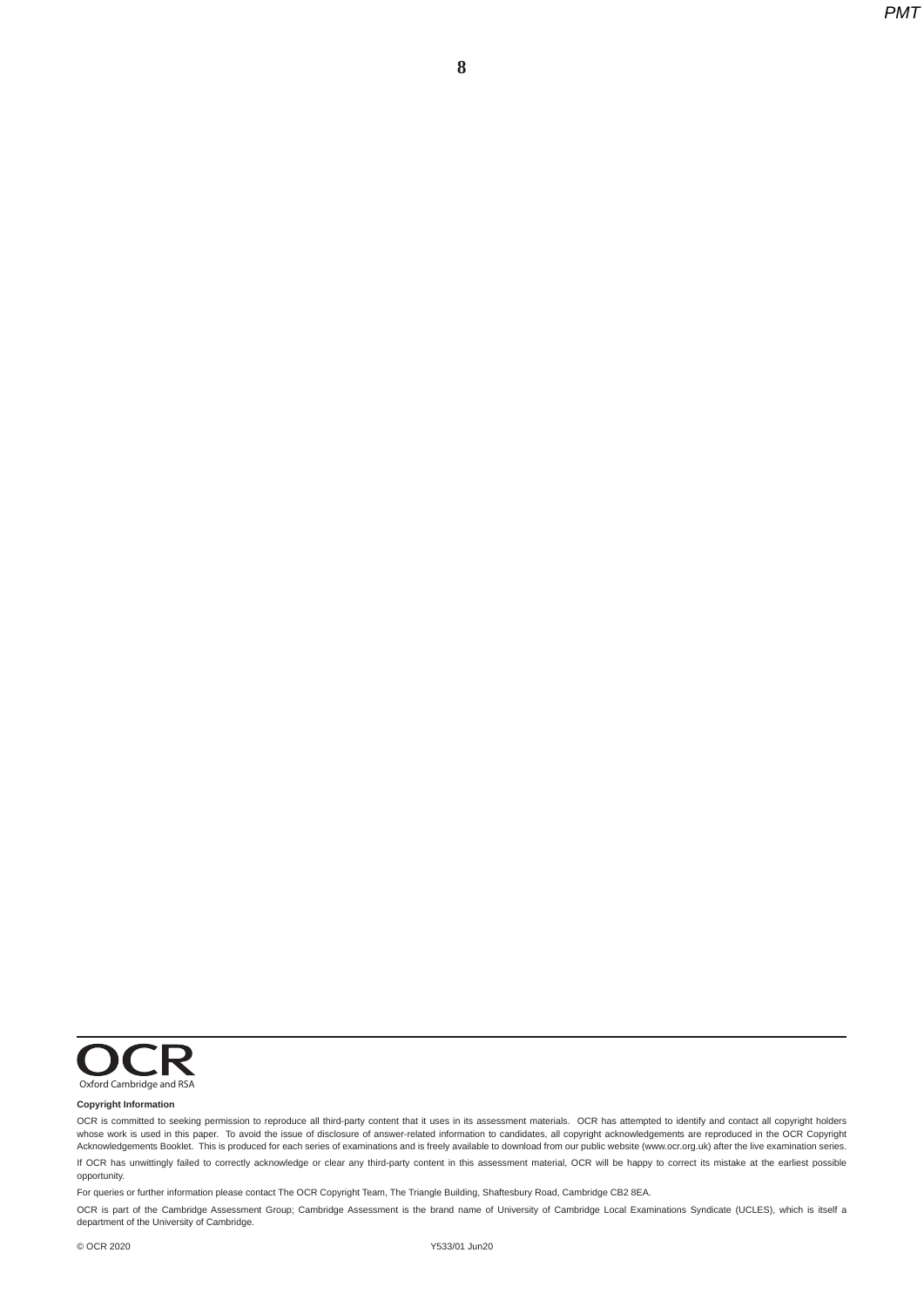**Copyright Information**

OCR is committed to seeking permission to reproduce all third-party content that it uses in its assessment materials. OCR has attempted to identify and contact all copyright holders whose work is used in this paper. To avoid the issue of disclosure of answer-related information to candidates, all copyright acknowledgements are reproduced in the OCR Copyright Acknowledgements Booklet. This is produced for each series of examinations and is freely available to download from our public website (www.ocr.org.uk) after the live examination series.

If OCR has unwittingly failed to correctly acknowledge or clear any third-party content in this assessment material, OCR will be happy to correct its mistake at the earliest possible opportunity.

For queries or further information please contact The OCR Copyright Team, The Triangle Building, Shaftesbury Road, Cambridge CB2 8EA.

OCR is part of the Cambridge Assessment Group; Cambridge Assessment is the brand name of University of Cambridge Local Examinations Syndicate (UCLES), which is itself a department of the University of Cambridge.

© OCR 2020

Y533/01 Jun20